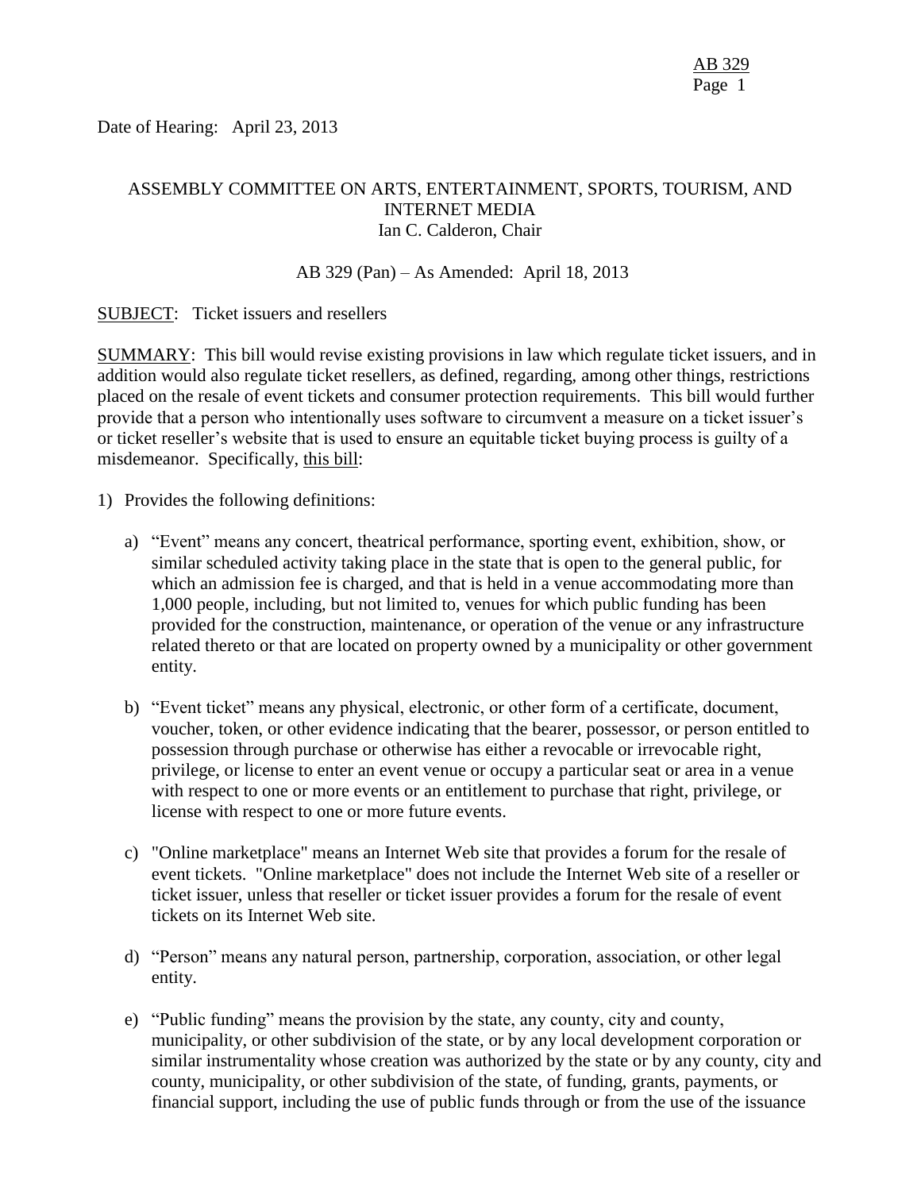Date of Hearing: April 23, 2013

ASSEMBLY COMMITTEE ON ARTS, ENTERTAINMENT, SPORTS, TOURISM, AND INTERNET MEDIA
Ian C. Calderon, Chair

AB 329 (Pan) – As Amended: April 18, 2013

SUBJECT: Ticket issuers and resellers

SUMMARY: This bill would revise existing provisions in law which regulate ticket issuers, and in addition would also regulate ticket resellers, as defined, regarding, among other things, restrictions placed on the resale of event tickets and consumer protection requirements. This bill would further provide that a person who intentionally uses software to circumvent a measure on a ticket issuer's or ticket reseller's website that is used to ensure an equitable ticket buying process is guilty of a misdemeanor. Specifically, this bill:

1) Provides the following definitions:

   a) "Event" means any concert, theatrical performance, sporting event, exhibition, show, or similar scheduled activity taking place in the state that is open to the general public, for which an admission fee is charged, and that is held in a venue accommodating more than 1,000 people, including, but not limited to, venues for which public funding has been provided for the construction, maintenance, or operation of the venue or any infrastructure related thereto or that are located on property owned by a municipality or other government entity.

   b) "Event ticket" means any physical, electronic, or other form of a certificate, document, voucher, token, or other evidence indicating that the bearer, possessor, or person entitled to possession through purchase or otherwise has either a revocable or irrevocable right, privilege, or license to enter an event venue or occupy a particular seat or area in a venue with respect to one or more events or an entitlement to purchase that right, privilege, or license with respect to one or more future events.

   c) "Online marketplace" means an Internet Web site that provides a forum for the resale of event tickets. "Online marketplace" does not include the Internet Web site of a reseller or ticket issuer, unless that reseller or ticket issuer provides a forum for the resale of event tickets on its Internet Web site.

   d) "Person" means any natural person, partnership, corporation, association, or other legal entity.

   e) "Public funding" means the provision by the state, any county, city and county, municipality, or other subdivision of the state, or by any local development corporation or similar instrumentality whose creation was authorized by the state or by any county, city and county, municipality, or other subdivision of the state, of funding, grants, payments, or financial support, including the use of public funds through or from the use of the issuance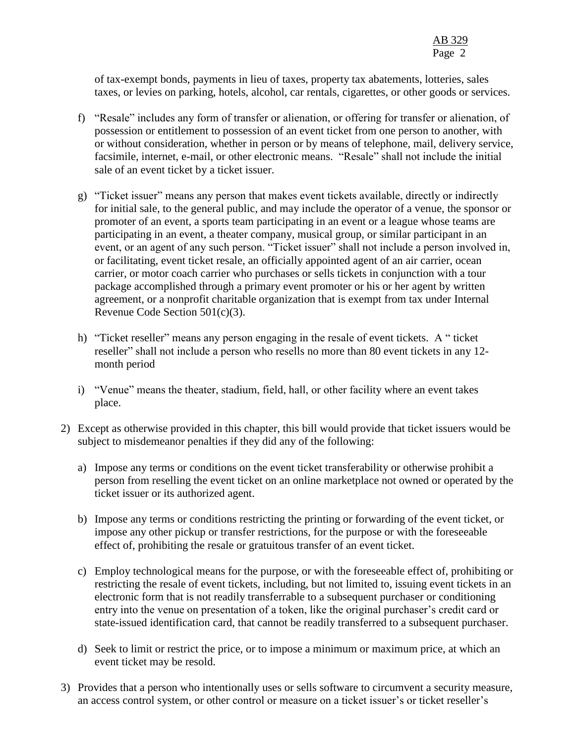of tax-exempt bonds, payments in lieu of taxes, property tax abatements, lotteries, sales taxes, or levies on parking, hotels, alcohol, car rentals, cigarettes, or other goods or services.

f) "Resale" includes any form of transfer or alienation, or offering for transfer or alienation, of possession or entitlement to possession of an event ticket from one person to another, with or without consideration, whether in person or by means of telephone, mail, delivery service, facsimile, internet, e-mail, or other electronic means. "Resale" shall not include the initial sale of an event ticket by a ticket issuer.

g) "Ticket issuer" means any person that makes event tickets available, directly or indirectly for initial sale, to the general public, and may include the operator of a venue, the sponsor or promoter of an event, a sports team participating in an event or a league whose teams are participating in an event, a theater company, musical group, or similar participant in an event, or an agent of any such person. "Ticket issuer" shall not include a person involved in, or facilitating, event ticket resale, an officially appointed agent of an air carrier, ocean carrier, or motor coach carrier who purchases or sells tickets in conjunction with a tour package accomplished through a primary event promoter or his or her agent by written agreement, or a nonprofit charitable organization that is exempt from tax under Internal Revenue Code Section 501(c)(3).

h) "Ticket reseller" means any person engaging in the resale of event tickets. A " ticket reseller" shall not include a person who resells no more than 80 event tickets in any 12-month period

i) "Venue" means the theater, stadium, field, hall, or other facility where an event takes place.

2) Except as otherwise provided in this chapter, this bill would provide that ticket issuers would be subject to misdemeanor penalties if they did any of the following:

   a) Impose any terms or conditions on the event ticket transferability or otherwise prohibit a person from reselling the event ticket on an online marketplace not owned or operated by the ticket issuer or its authorized agent.

   b) Impose any terms or conditions restricting the printing or forwarding of the event ticket, or impose any other pickup or transfer restrictions, for the purpose or with the foreseeable effect of, prohibiting the resale or gratuitous transfer of an event ticket.

   c) Employ technological means for the purpose, or with the foreseeable effect of, prohibiting or restricting the resale of event tickets, including, but not limited to, issuing event tickets in an electronic form that is not readily transferrable to a subsequent purchaser or conditioning entry into the venue on presentation of a token, like the original purchaser's credit card or state-issued identification card, that cannot be readily transferred to a subsequent purchaser.

   d) Seek to limit or restrict the price, or to impose a minimum or maximum price, at which an event ticket may be resold.

3) Provides that a person who intentionally uses or sells software to circumvent a security measure, an access control system, or other control or measure on a ticket issuer's or ticket reseller's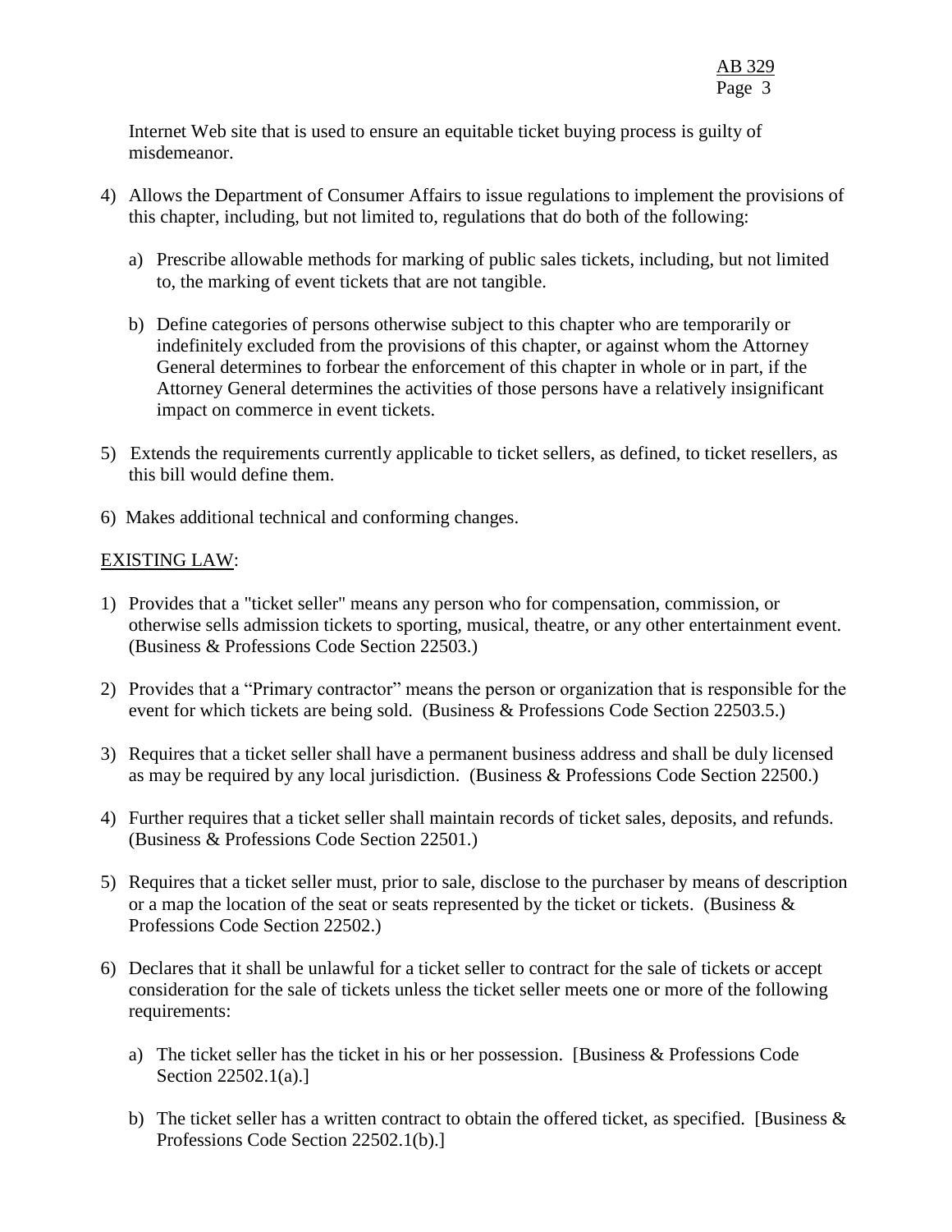Internet Web site that is used to ensure an equitable ticket buying process is guilty of misdemeanor.

4) Allows the Department of Consumer Affairs to issue regulations to implement the provisions of this chapter, including, but not limited to, regulations that do both of the following:

   a) Prescribe allowable methods for marking of public sales tickets, including, but not limited to, the marking of event tickets that are not tangible.

   b) Define categories of persons otherwise subject to this chapter who are temporarily or indefinitely excluded from the provisions of this chapter, or against whom the Attorney General determines to forbear the enforcement of this chapter in whole or in part, if the Attorney General determines the activities of those persons have a relatively insignificant impact on commerce in event tickets.

5) Extends the requirements currently applicable to ticket sellers, as defined, to ticket resellers, as this bill would define them.

6) Makes additional technical and conforming changes.

EXISTING LAW:

1) Provides that a "ticket seller" means any person who for compensation, commission, or otherwise sells admission tickets to sporting, musical, theatre, or any other entertainment event. (Business & Professions Code Section 22503.)

2) Provides that a "Primary contractor" means the person or organization that is responsible for the event for which tickets are being sold. (Business & Professions Code Section 22503.5.)

3) Requires that a ticket seller shall have a permanent business address and shall be duly licensed as may be required by any local jurisdiction. (Business & Professions Code Section 22500.)

4) Further requires that a ticket seller shall maintain records of ticket sales, deposits, and refunds. (Business & Professions Code Section 22501.)

5) Requires that a ticket seller must, prior to sale, disclose to the purchaser by means of description or a map the location of the seat or seats represented by the ticket or tickets. (Business & Professions Code Section 22502.)

6) Declares that it shall be unlawful for a ticket seller to contract for the sale of tickets or accept consideration for the sale of tickets unless the ticket seller meets one or more of the following requirements:

   a) The ticket seller has the ticket in his or her possession. [Business & Professions Code Section 22502.1(a).]

   b) The ticket seller has a written contract to obtain the offered ticket, as specified. [Business & Professions Code Section 22502.1(b).]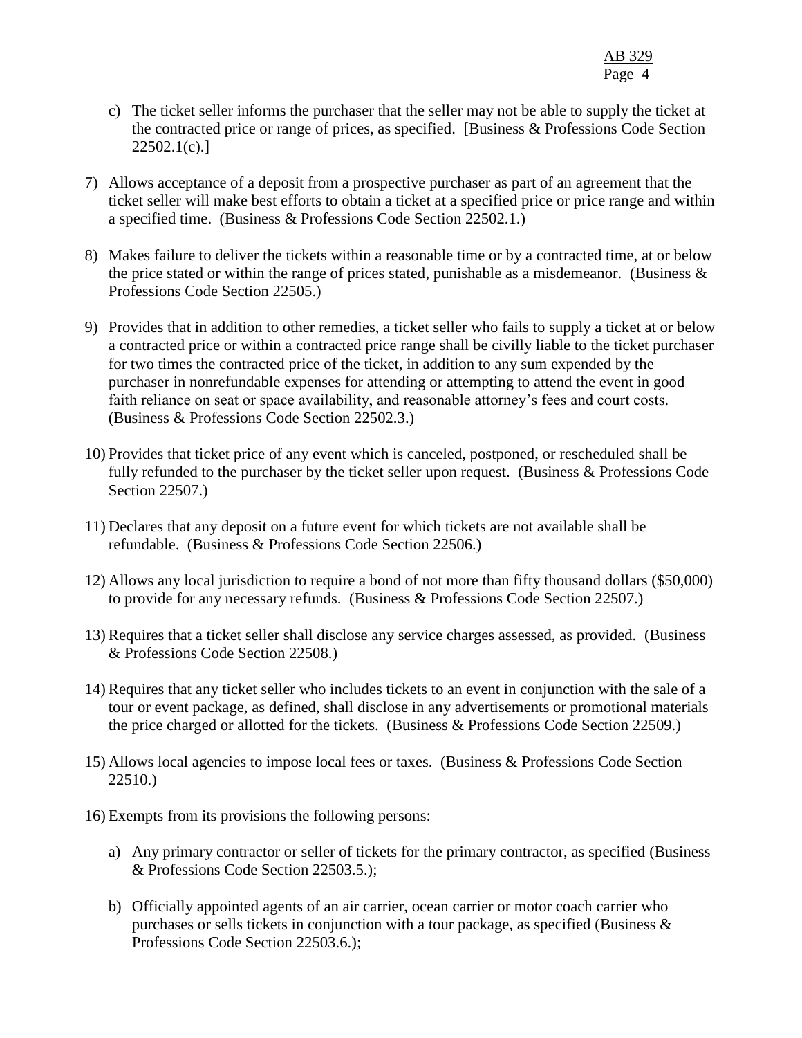c) The ticket seller informs the purchaser that the seller may not be able to supply the ticket at the contracted price or range of prices, as specified. [Business & Professions Code Section 22502.1(c).]

7) Allows acceptance of a deposit from a prospective purchaser as part of an agreement that the ticket seller will make best efforts to obtain a ticket at a specified price or price range and within a specified time. (Business & Professions Code Section 22502.1.)

8) Makes failure to deliver the tickets within a reasonable time or by a contracted time, at or below the price stated or within the range of prices stated, punishable as a misdemeanor. (Business & Professions Code Section 22505.)

9) Provides that in addition to other remedies, a ticket seller who fails to supply a ticket at or below a contracted price or within a contracted price range shall be civilly liable to the ticket purchaser for two times the contracted price of the ticket, in addition to any sum expended by the purchaser in nonrefundable expenses for attending or attempting to attend the event in good faith reliance on seat or space availability, and reasonable attorney's fees and court costs. (Business & Professions Code Section 22502.3.)

10) Provides that ticket price of any event which is canceled, postponed, or rescheduled shall be fully refunded to the purchaser by the ticket seller upon request. (Business & Professions Code Section 22507.)

11) Declares that any deposit on a future event for which tickets are not available shall be refundable. (Business & Professions Code Section 22506.)

12) Allows any local jurisdiction to require a bond of not more than fifty thousand dollars ($50,000) to provide for any necessary refunds. (Business & Professions Code Section 22507.)

13) Requires that a ticket seller shall disclose any service charges assessed, as provided. (Business & Professions Code Section 22508.)

14) Requires that any ticket seller who includes tickets to an event in conjunction with the sale of a tour or event package, as defined, shall disclose in any advertisements or promotional materials the price charged or allotted for the tickets. (Business & Professions Code Section 22509.)

15) Allows local agencies to impose local fees or taxes. (Business & Professions Code Section 22510.)

16) Exempts from its provisions the following persons:

   a) Any primary contractor or seller of tickets for the primary contractor, as specified (Business & Professions Code Section 22503.5.);

   b) Officially appointed agents of an air carrier, ocean carrier or motor coach carrier who purchases or sells tickets in conjunction with a tour package, as specified (Business & Professions Code Section 22503.6.);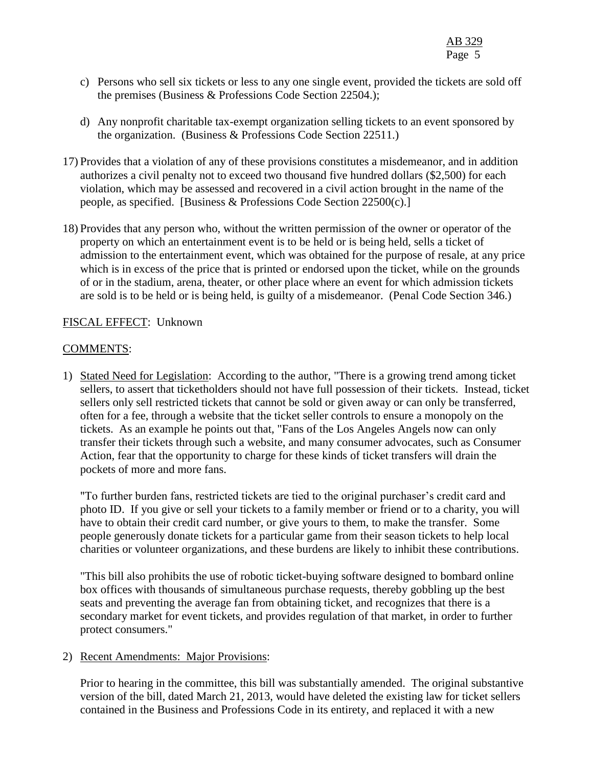c) Persons who sell six tickets or less to any one single event, provided the tickets are sold off the premises (Business & Professions Code Section 22504.);

d) Any nonprofit charitable tax-exempt organization selling tickets to an event sponsored by the organization. (Business & Professions Code Section 22511.)

17) Provides that a violation of any of these provisions constitutes a misdemeanor, and in addition authorizes a civil penalty not to exceed two thousand five hundred dollars ($2,500) for each violation, which may be assessed and recovered in a civil action brought in the name of the people, as specified. [Business & Professions Code Section 22500(c).]

18) Provides that any person who, without the written permission of the owner or operator of the property on which an entertainment event is to be held or is being held, sells a ticket of admission to the entertainment event, which was obtained for the purpose of resale, at any price which is in excess of the price that is printed or endorsed upon the ticket, while on the grounds of or in the stadium, arena, theater, or other place where an event for which admission tickets are sold is to be held or is being held, is guilty of a misdemeanor. (Penal Code Section 346.)

FISCAL EFFECT: Unknown

COMMENTS:

1) Stated Need for Legislation: According to the author, "There is a growing trend among ticket sellers, to assert that ticketholders should not have full possession of their tickets. Instead, ticket sellers only sell restricted tickets that cannot be sold or given away or can only be transferred, often for a fee, through a website that the ticket seller controls to ensure a monopoly on the tickets. As an example he points out that, "Fans of the Los Angeles Angels now can only transfer their tickets through such a website, and many consumer advocates, such as Consumer Action, fear that the opportunity to charge for these kinds of ticket transfers will drain the pockets of more and more fans.

   "To further burden fans, restricted tickets are tied to the original purchaser's credit card and photo ID. If you give or sell your tickets to a family member or friend or to a charity, you will have to obtain their credit card number, or give yours to them, to make the transfer. Some people generously donate tickets for a particular game from their season tickets to help local charities or volunteer organizations, and these burdens are likely to inhibit these contributions.

   "This bill also prohibits the use of robotic ticket-buying software designed to bombard online box offices with thousands of simultaneous purchase requests, thereby gobbling up the best seats and preventing the average fan from obtaining ticket, and recognizes that there is a secondary market for event tickets, and provides regulation of that market, in order to further protect consumers."

2) Recent Amendments: Major Provisions:

   Prior to hearing in the committee, this bill was substantially amended. The original substantive version of the bill, dated March 21, 2013, would have deleted the existing law for ticket sellers contained in the Business and Professions Code in its entirety, and replaced it with a new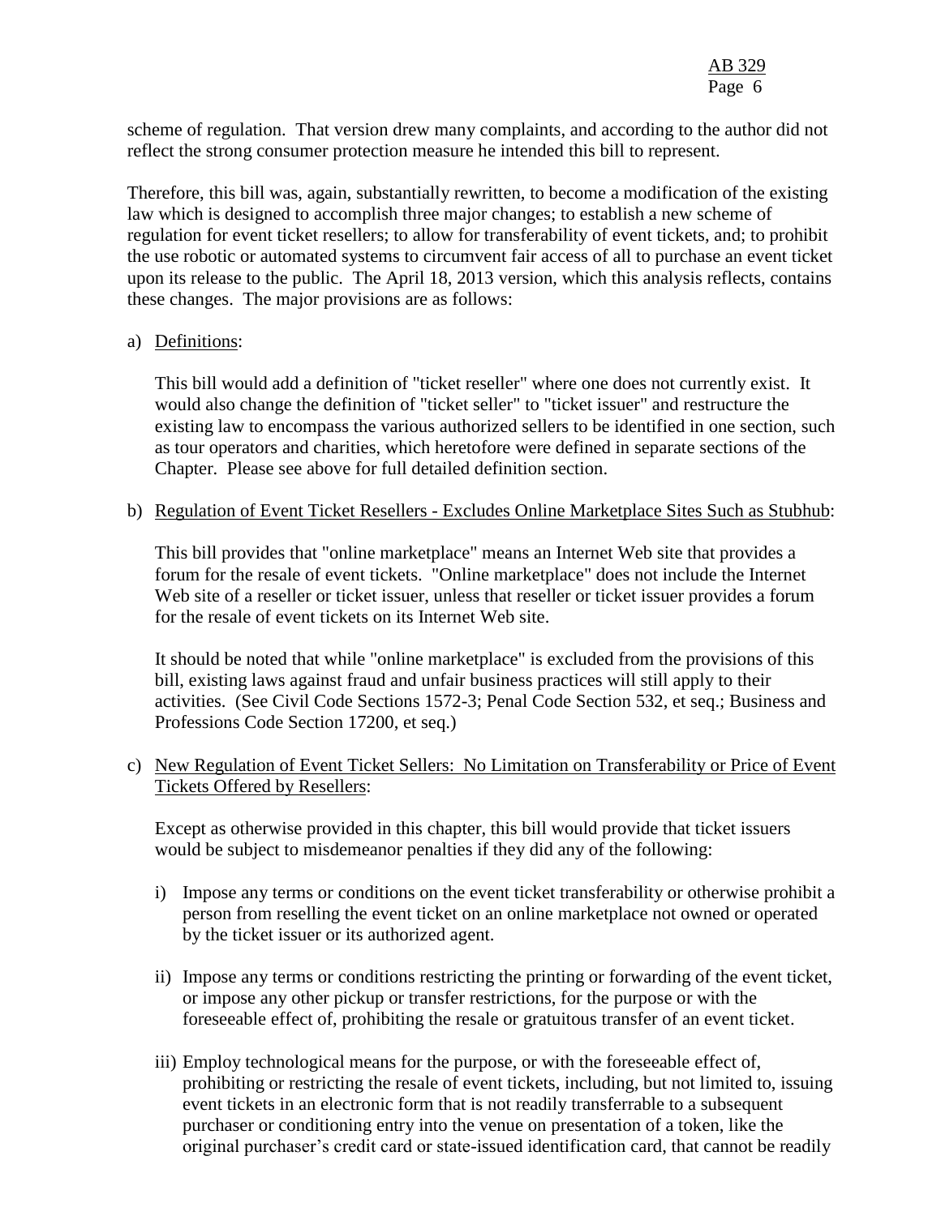scheme of regulation. That version drew many complaints, and according to the author did not reflect the strong consumer protection measure he intended this bill to represent.

Therefore, this bill was, again, substantially rewritten, to become a modification of the existing law which is designed to accomplish three major changes; to establish a new scheme of regulation for event ticket resellers; to allow for transferability of event tickets, and; to prohibit the use robotic or automated systems to circumvent fair access of all to purchase an event ticket upon its release to the public. The April 18, 2013 version, which this analysis reflects, contains these changes. The major provisions are as follows:

a) Definitions:

   This bill would add a definition of "ticket reseller" where one does not currently exist. It would also change the definition of "ticket seller" to "ticket issuer" and restructure the existing law to encompass the various authorized sellers to be identified in one section, such as tour operators and charities, which heretofore were defined in separate sections of the Chapter. Please see above for full detailed definition section.

b) Regulation of Event Ticket Resellers - Excludes Online Marketplace Sites Such as Stubhub:

   This bill provides that "online marketplace" means an Internet Web site that provides a forum for the resale of event tickets. "Online marketplace" does not include the Internet Web site of a reseller or ticket issuer, unless that reseller or ticket issuer provides a forum for the resale of event tickets on its Internet Web site.

   It should be noted that while "online marketplace" is excluded from the provisions of this bill, existing laws against fraud and unfair business practices will still apply to their activities. (See Civil Code Sections 1572-3; Penal Code Section 532, et seq.; Business and Professions Code Section 17200, et seq.)

c) New Regulation of Event Ticket Sellers: No Limitation on Transferability or Price of Event Tickets Offered by Resellers:

   Except as otherwise provided in this chapter, this bill would provide that ticket issuers would be subject to misdemeanor penalties if they did any of the following:

   i) Impose any terms or conditions on the event ticket transferability or otherwise prohibit a person from reselling the event ticket on an online marketplace not owned or operated by the ticket issuer or its authorized agent.

   ii) Impose any terms or conditions restricting the printing or forwarding of the event ticket, or impose any other pickup or transfer restrictions, for the purpose or with the foreseeable effect of, prohibiting the resale or gratuitous transfer of an event ticket.

   iii) Employ technological means for the purpose, or with the foreseeable effect of, prohibiting or restricting the resale of event tickets, including, but not limited to, issuing event tickets in an electronic form that is not readily transferrable to a subsequent purchaser or conditioning entry into the venue on presentation of a token, like the original purchaser's credit card or state-issued identification card, that cannot be readily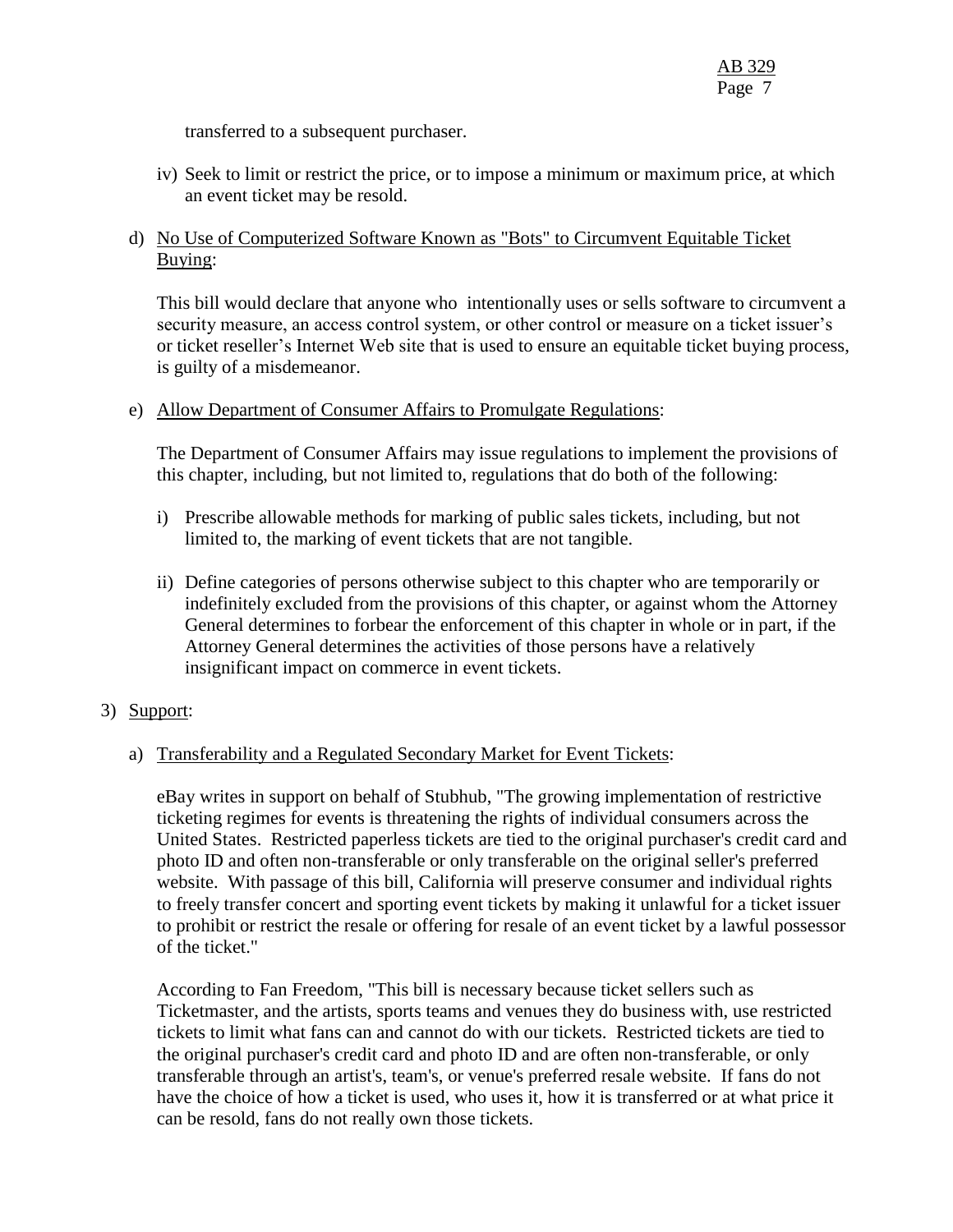transferred to a subsequent purchaser.

iv) Seek to limit or restrict the price, or to impose a minimum or maximum price, at which an event ticket may be resold.

d) <u>No Use of Computerized Software Known as "Bots" to Circumvent Equitable Ticket Buying</u>:

This bill would declare that anyone who intentionally uses or sells software to circumvent a security measure, an access control system, or other control or measure on a ticket issuer's or ticket reseller's Internet Web site that is used to ensure an equitable ticket buying process, is guilty of a misdemeanor.

e) <u>Allow Department of Consumer Affairs to Promulgate Regulations</u>:

The Department of Consumer Affairs may issue regulations to implement the provisions of this chapter, including, but not limited to, regulations that do both of the following:

i) Prescribe allowable methods for marking of public sales tickets, including, but not limited to, the marking of event tickets that are not tangible.

ii) Define categories of persons otherwise subject to this chapter who are temporarily or indefinitely excluded from the provisions of this chapter, or against whom the Attorney General determines to forbear the enforcement of this chapter in whole or in part, if the Attorney General determines the activities of those persons have a relatively insignificant impact on commerce in event tickets.

3) <u>Support</u>:

a) <u>Transferability and a Regulated Secondary Market for Event Tickets</u>:

eBay writes in support on behalf of Stubhub, "The growing implementation of restrictive ticketing regimes for events is threatening the rights of individual consumers across the United States. Restricted paperless tickets are tied to the original purchaser's credit card and photo ID and often non-transferable or only transferable on the original seller's preferred website. With passage of this bill, California will preserve consumer and individual rights to freely transfer concert and sporting event tickets by making it unlawful for a ticket issuer to prohibit or restrict the resale or offering for resale of an event ticket by a lawful possessor of the ticket."

According to Fan Freedom, "This bill is necessary because ticket sellers such as Ticketmaster, and the artists, sports teams and venues they do business with, use restricted tickets to limit what fans can and cannot do with our tickets. Restricted tickets are tied to the original purchaser's credit card and photo ID and are often non-transferable, or only transferable through an artist's, team's, or venue's preferred resale website. If fans do not have the choice of how a ticket is used, who uses it, how it is transferred or at what price it can be resold, fans do not really own those tickets.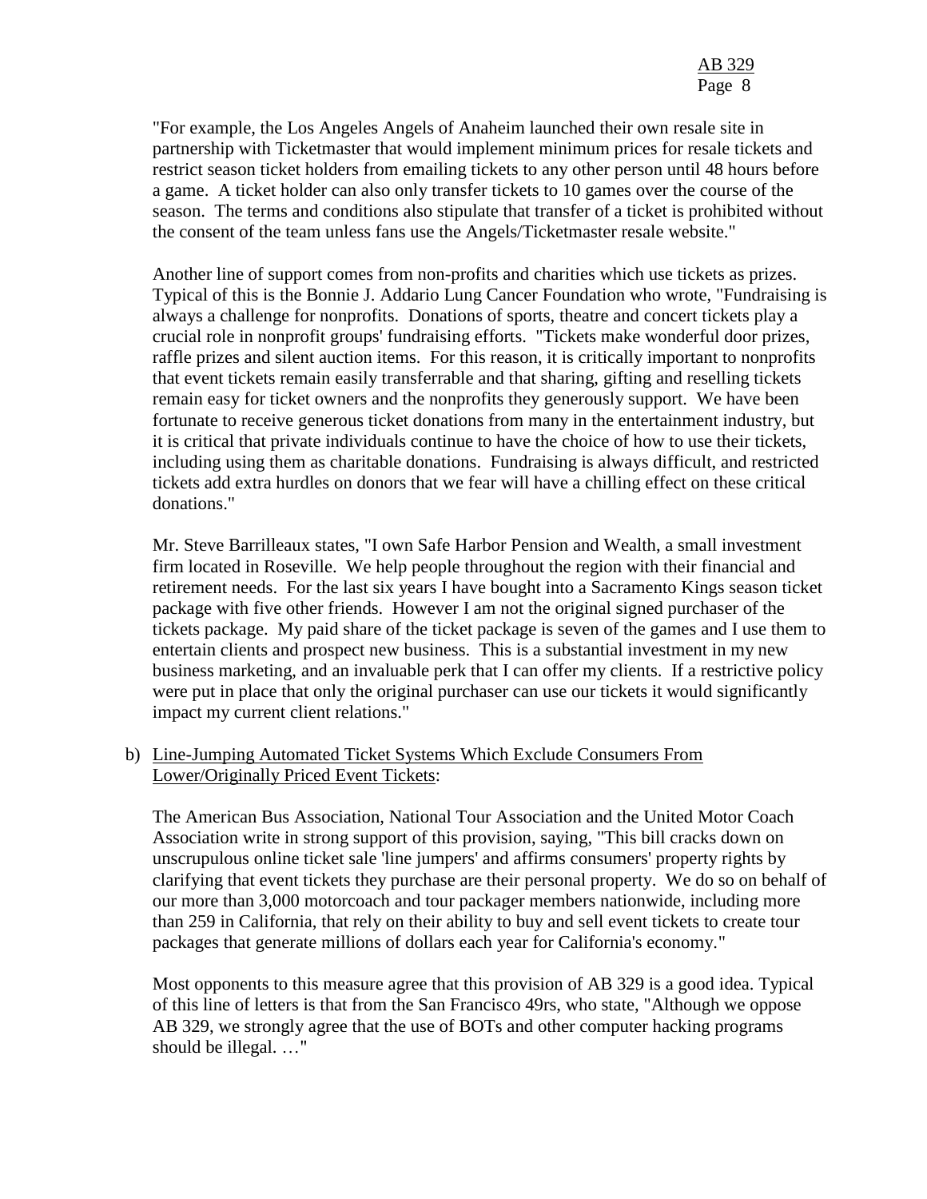"For example, the Los Angeles Angels of Anaheim launched their own resale site in partnership with Ticketmaster that would implement minimum prices for resale tickets and restrict season ticket holders from emailing tickets to any other person until 48 hours before a game. A ticket holder can also only transfer tickets to 10 games over the course of the season. The terms and conditions also stipulate that transfer of a ticket is prohibited without the consent of the team unless fans use the Angels/Ticketmaster resale website."

Another line of support comes from non-profits and charities which use tickets as prizes. Typical of this is the Bonnie J. Addario Lung Cancer Foundation who wrote, "Fundraising is always a challenge for nonprofits. Donations of sports, theatre and concert tickets play a crucial role in nonprofit groups' fundraising efforts. "Tickets make wonderful door prizes, raffle prizes and silent auction items. For this reason, it is critically important to nonprofits that event tickets remain easily transferrable and that sharing, gifting and reselling tickets remain easy for ticket owners and the nonprofits they generously support. We have been fortunate to receive generous ticket donations from many in the entertainment industry, but it is critical that private individuals continue to have the choice of how to use their tickets, including using them as charitable donations. Fundraising is always difficult, and restricted tickets add extra hurdles on donors that we fear will have a chilling effect on these critical donations."

Mr. Steve Barrilleaux states, "I own Safe Harbor Pension and Wealth, a small investment firm located in Roseville. We help people throughout the region with their financial and retirement needs. For the last six years I have bought into a Sacramento Kings season ticket package with five other friends. However I am not the original signed purchaser of the tickets package. My paid share of the ticket package is seven of the games and I use them to entertain clients and prospect new business. This is a substantial investment in my new business marketing, and an invaluable perk that I can offer my clients. If a restrictive policy were put in place that only the original purchaser can use our tickets it would significantly impact my current client relations."

b) Line-Jumping Automated Ticket Systems Which Exclude Consumers From Lower/Originally Priced Event Tickets:

The American Bus Association, National Tour Association and the United Motor Coach Association write in strong support of this provision, saying, "This bill cracks down on unscrupulous online ticket sale 'line jumpers' and affirms consumers' property rights by clarifying that event tickets they purchase are their personal property. We do so on behalf of our more than 3,000 motorcoach and tour packager members nationwide, including more than 259 in California, that rely on their ability to buy and sell event tickets to create tour packages that generate millions of dollars each year for California's economy."

Most opponents to this measure agree that this provision of AB 329 is a good idea. Typical of this line of letters is that from the San Francisco 49rs, who state, "Although we oppose AB 329, we strongly agree that the use of BOTs and other computer hacking programs should be illegal. …"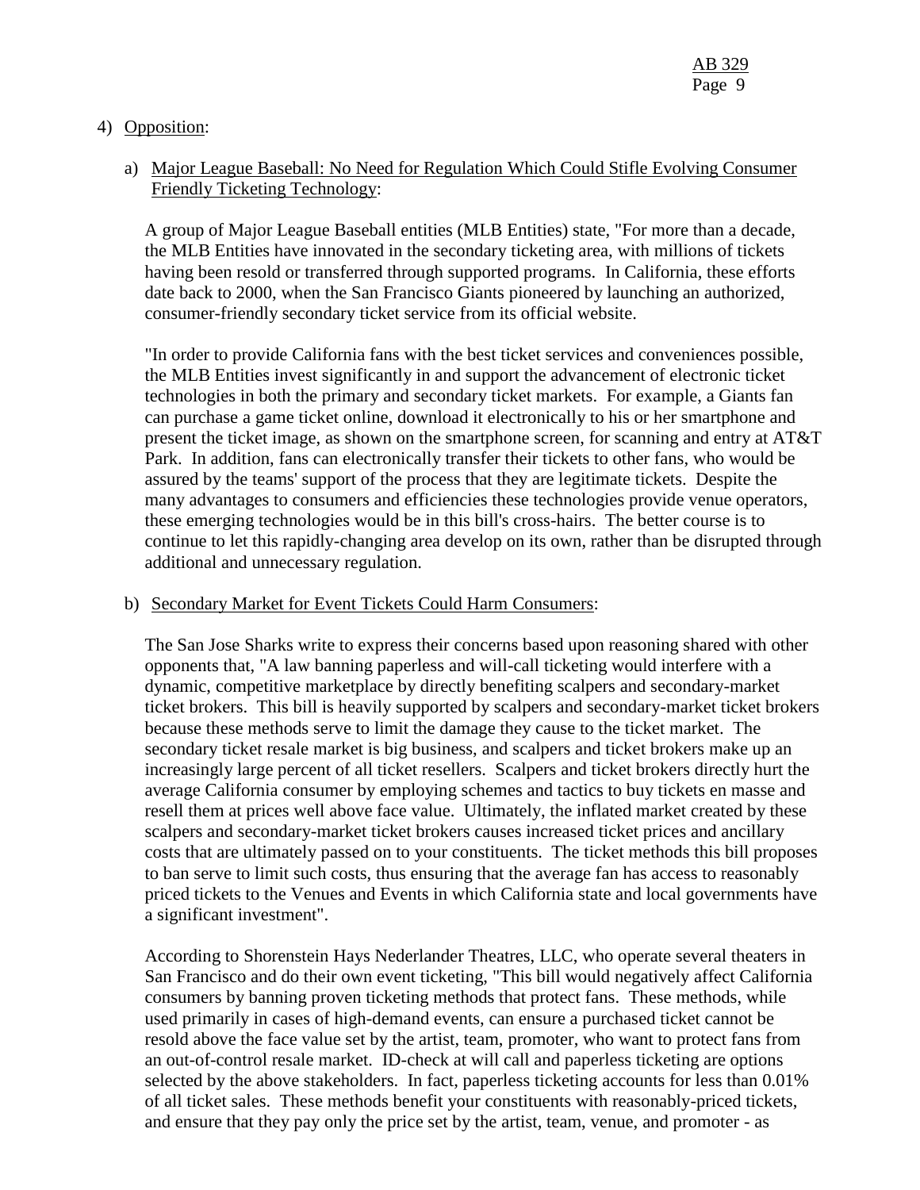4) Opposition:

a) Major League Baseball: No Need for Regulation Which Could Stifle Evolving Consumer Friendly Ticketing Technology:

A group of Major League Baseball entities (MLB Entities) state, "For more than a decade, the MLB Entities have innovated in the secondary ticketing area, with millions of tickets having been resold or transferred through supported programs. In California, these efforts date back to 2000, when the San Francisco Giants pioneered by launching an authorized, consumer-friendly secondary ticket service from its official website.

"In order to provide California fans with the best ticket services and conveniences possible, the MLB Entities invest significantly in and support the advancement of electronic ticket technologies in both the primary and secondary ticket markets. For example, a Giants fan can purchase a game ticket online, download it electronically to his or her smartphone and present the ticket image, as shown on the smartphone screen, for scanning and entry at AT&T Park. In addition, fans can electronically transfer their tickets to other fans, who would be assured by the teams' support of the process that they are legitimate tickets. Despite the many advantages to consumers and efficiencies these technologies provide venue operators, these emerging technologies would be in this bill's cross-hairs. The better course is to continue to let this rapidly-changing area develop on its own, rather than be disrupted through additional and unnecessary regulation.

b) Secondary Market for Event Tickets Could Harm Consumers:

The San Jose Sharks write to express their concerns based upon reasoning shared with other opponents that, "A law banning paperless and will-call ticketing would interfere with a dynamic, competitive marketplace by directly benefiting scalpers and secondary-market ticket brokers. This bill is heavily supported by scalpers and secondary-market ticket brokers because these methods serve to limit the damage they cause to the ticket market. The secondary ticket resale market is big business, and scalpers and ticket brokers make up an increasingly large percent of all ticket resellers. Scalpers and ticket brokers directly hurt the average California consumer by employing schemes and tactics to buy tickets en masse and resell them at prices well above face value. Ultimately, the inflated market created by these scalpers and secondary-market ticket brokers causes increased ticket prices and ancillary costs that are ultimately passed on to your constituents. The ticket methods this bill proposes to ban serve to limit such costs, thus ensuring that the average fan has access to reasonably priced tickets to the Venues and Events in which California state and local governments have a significant investment".

According to Shorenstein Hays Nederlander Theatres, LLC, who operate several theaters in San Francisco and do their own event ticketing, "This bill would negatively affect California consumers by banning proven ticketing methods that protect fans. These methods, while used primarily in cases of high-demand events, can ensure a purchased ticket cannot be resold above the face value set by the artist, team, promoter, who want to protect fans from an out-of-control resale market. ID-check at will call and paperless ticketing are options selected by the above stakeholders. In fact, paperless ticketing accounts for less than 0.01% of all ticket sales. These methods benefit your constituents with reasonably-priced tickets, and ensure that they pay only the price set by the artist, team, venue, and promoter - as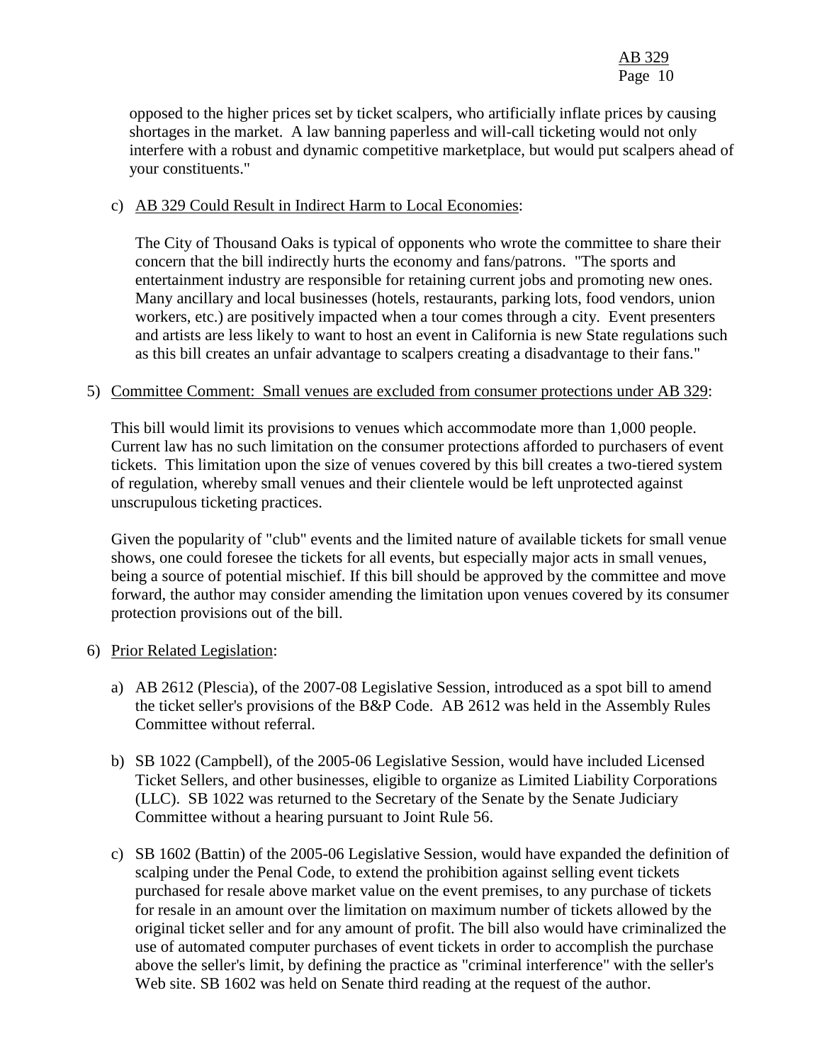opposed to the higher prices set by ticket scalpers, who artificially inflate prices by causing shortages in the market. A law banning paperless and will-call ticketing would not only interfere with a robust and dynamic competitive marketplace, but would put scalpers ahead of your constituents."

c) AB 329 Could Result in Indirect Harm to Local Economies:

The City of Thousand Oaks is typical of opponents who wrote the committee to share their concern that the bill indirectly hurts the economy and fans/patrons. "The sports and entertainment industry are responsible for retaining current jobs and promoting new ones. Many ancillary and local businesses (hotels, restaurants, parking lots, food vendors, union workers, etc.) are positively impacted when a tour comes through a city. Event presenters and artists are less likely to want to host an event in California is new State regulations such as this bill creates an unfair advantage to scalpers creating a disadvantage to their fans."

5) Committee Comment: Small venues are excluded from consumer protections under AB 329:

This bill would limit its provisions to venues which accommodate more than 1,000 people. Current law has no such limitation on the consumer protections afforded to purchasers of event tickets. This limitation upon the size of venues covered by this bill creates a two-tiered system of regulation, whereby small venues and their clientele would be left unprotected against unscrupulous ticketing practices.

Given the popularity of "club" events and the limited nature of available tickets for small venue shows, one could foresee the tickets for all events, but especially major acts in small venues, being a source of potential mischief. If this bill should be approved by the committee and move forward, the author may consider amending the limitation upon venues covered by its consumer protection provisions out of the bill.

6) Prior Related Legislation:

a) AB 2612 (Plescia), of the 2007-08 Legislative Session, introduced as a spot bill to amend the ticket seller's provisions of the B&P Code. AB 2612 was held in the Assembly Rules Committee without referral.

b) SB 1022 (Campbell), of the 2005-06 Legislative Session, would have included Licensed Ticket Sellers, and other businesses, eligible to organize as Limited Liability Corporations (LLC). SB 1022 was returned to the Secretary of the Senate by the Senate Judiciary Committee without a hearing pursuant to Joint Rule 56.

c) SB 1602 (Battin) of the 2005-06 Legislative Session, would have expanded the definition of scalping under the Penal Code, to extend the prohibition against selling event tickets purchased for resale above market value on the event premises, to any purchase of tickets for resale in an amount over the limitation on maximum number of tickets allowed by the original ticket seller and for any amount of profit. The bill also would have criminalized the use of automated computer purchases of event tickets in order to accomplish the purchase above the seller's limit, by defining the practice as "criminal interference" with the seller's Web site. SB 1602 was held on Senate third reading at the request of the author.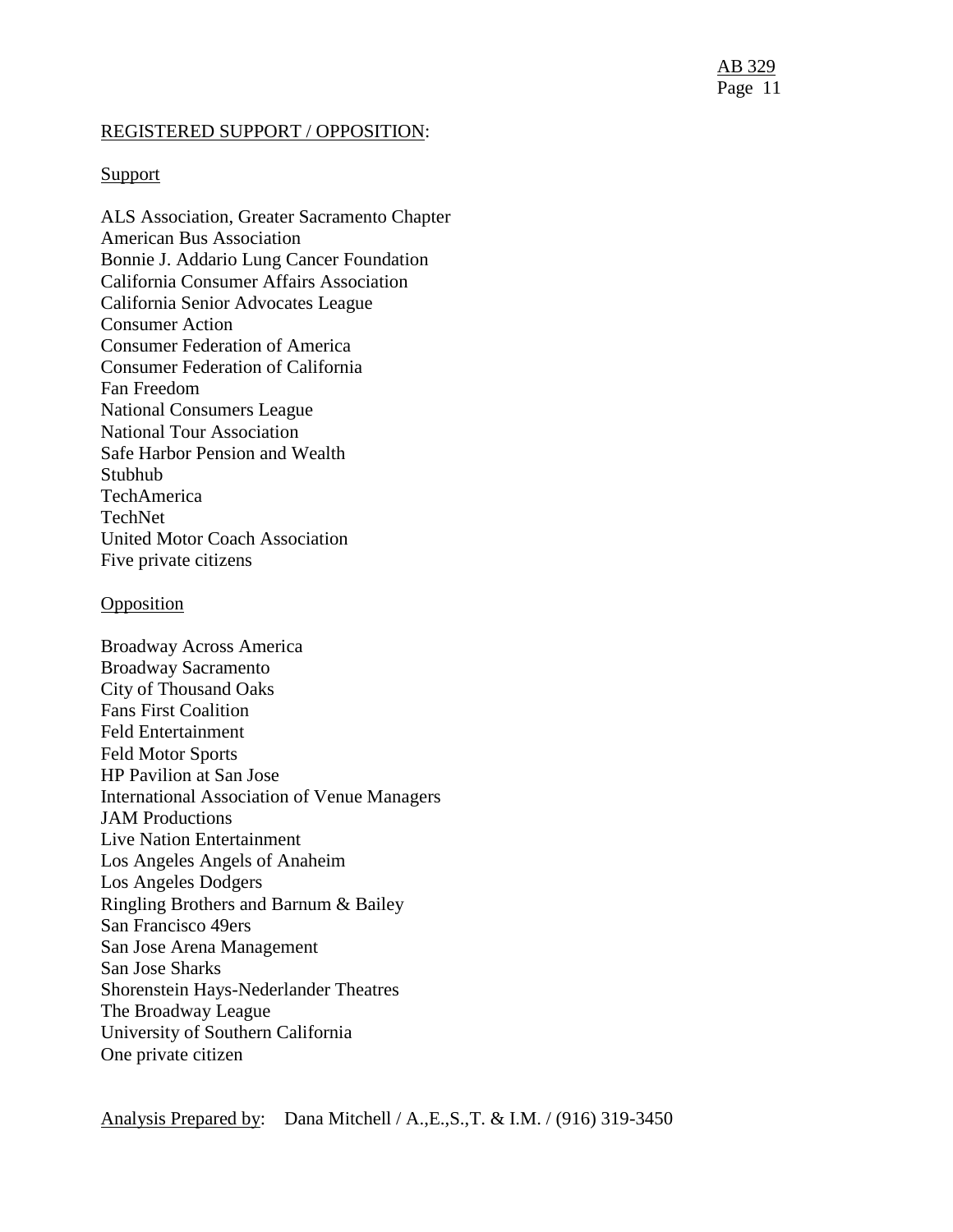REGISTERED SUPPORT / OPPOSITION:

Support

ALS Association, Greater Sacramento Chapter
American Bus Association
Bonnie J. Addario Lung Cancer Foundation
California Consumer Affairs Association
California Senior Advocates League
Consumer Action
Consumer Federation of America
Consumer Federation of California
Fan Freedom
National Consumers League
National Tour Association
Safe Harbor Pension and Wealth
Stubhub
TechAmerica
TechNet
United Motor Coach Association
Five private citizens

Opposition

Broadway Across America
Broadway Sacramento
City of Thousand Oaks
Fans First Coalition
Feld Entertainment
Feld Motor Sports
HP Pavilion at San Jose
International Association of Venue Managers
JAM Productions
Live Nation Entertainment
Los Angeles Angels of Anaheim
Los Angeles Dodgers
Ringling Brothers and Barnum & Bailey
San Francisco 49ers
San Jose Arena Management
San Jose Sharks
Shorenstein Hays-Nederlander Theatres
The Broadway League
University of Southern California
One private citizen

Analysis Prepared by: Dana Mitchell / A.,E.,S.,T. & I.M. / (916) 319-3450